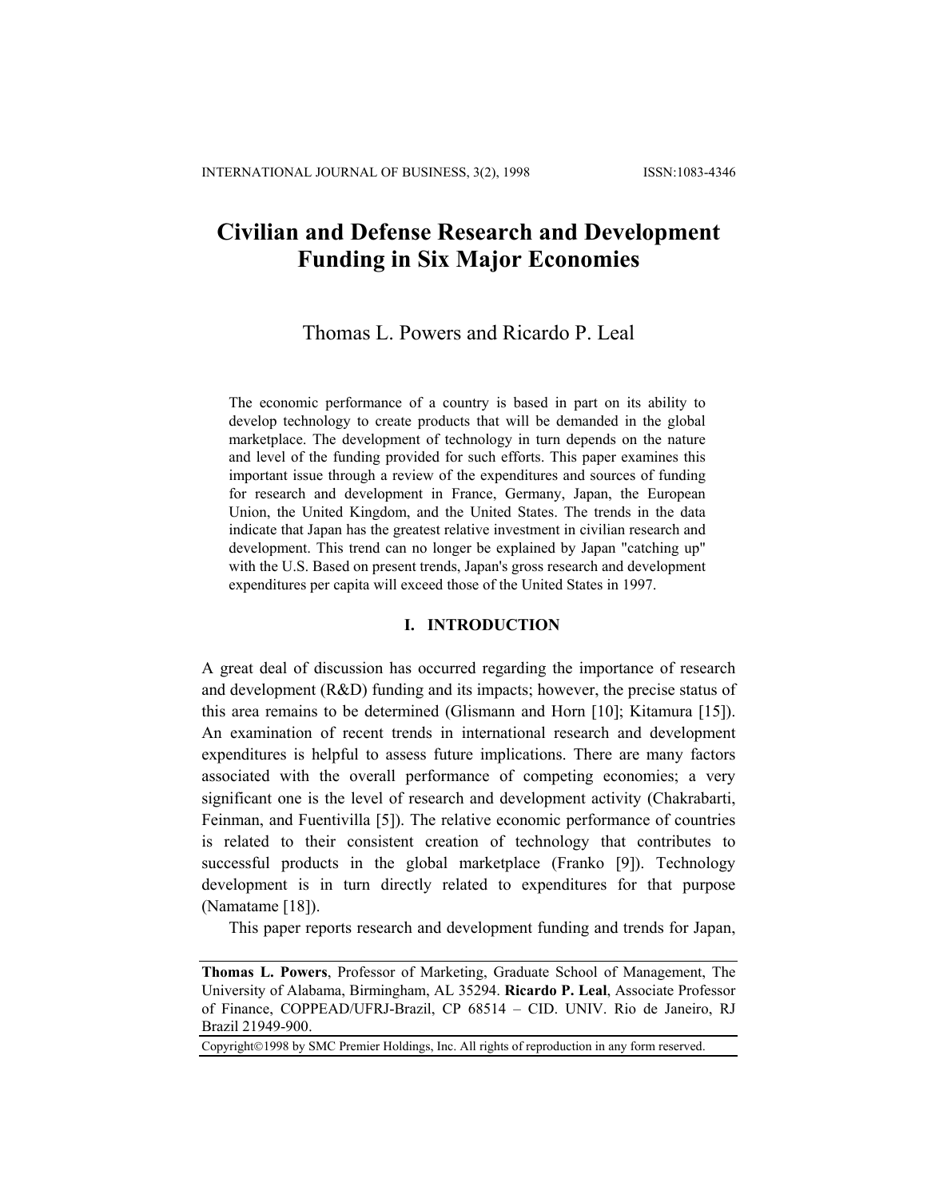# Civilian and Defense Research and Development Funding in Six Major Economies

Thomas L. Powers and Ricardo P. Leal

The economic performance of a country is based in part on its ability to develop technology to create products that will be demanded in the global marketplace. The development of technology in turn depends on the nature and level of the funding provided for such efforts. This paper examines this important issue through a review of the expenditures and sources of funding for research and development in France, Germany, Japan, the European Union, the United Kingdom, and the United States. The trends in the data indicate that Japan has the greatest relative investment in civilian research and development. This trend can no longer be explained by Japan "catching up" with the U.S. Based on present trends, Japan's gross research and development expenditures per capita will exceed those of the United States in 1997.

## I. INTRODUCTION

A great deal of discussion has occurred regarding the importance of research and development (R&D) funding and its impacts; however, the precise status of this area remains to be determined (Glismann and Horn [10]; Kitamura [15]). An examination of recent trends in international research and development expenditures is helpful to assess future implications. There are many factors associated with the overall performance of competing economies; a very significant one is the level of research and development activity (Chakrabarti, Feinman, and Fuentivilla [5]). The relative economic performance of countries is related to their consistent creation of technology that contributes to successful products in the global marketplace (Franko [9]). Technology development is in turn directly related to expenditures for that purpose (Namatame [18]).

This paper reports research and development funding and trends for Japan,

---

**Thomas L. Powers**, Professor of Marketing, Graduate School of Management, The University of Alabama, Birmingham, AL 35294. **Ricardo P. Leal**, Associate Professor of Finance, COPPEAD/UFRJ-Brazil, CP 68514 – CID. UNIV. Rio de Janeiro, RJ Brazil 21949-900.

Copyright©1998 by SMC Premier Holdings, Inc. All rights of reproduction in any form reserved.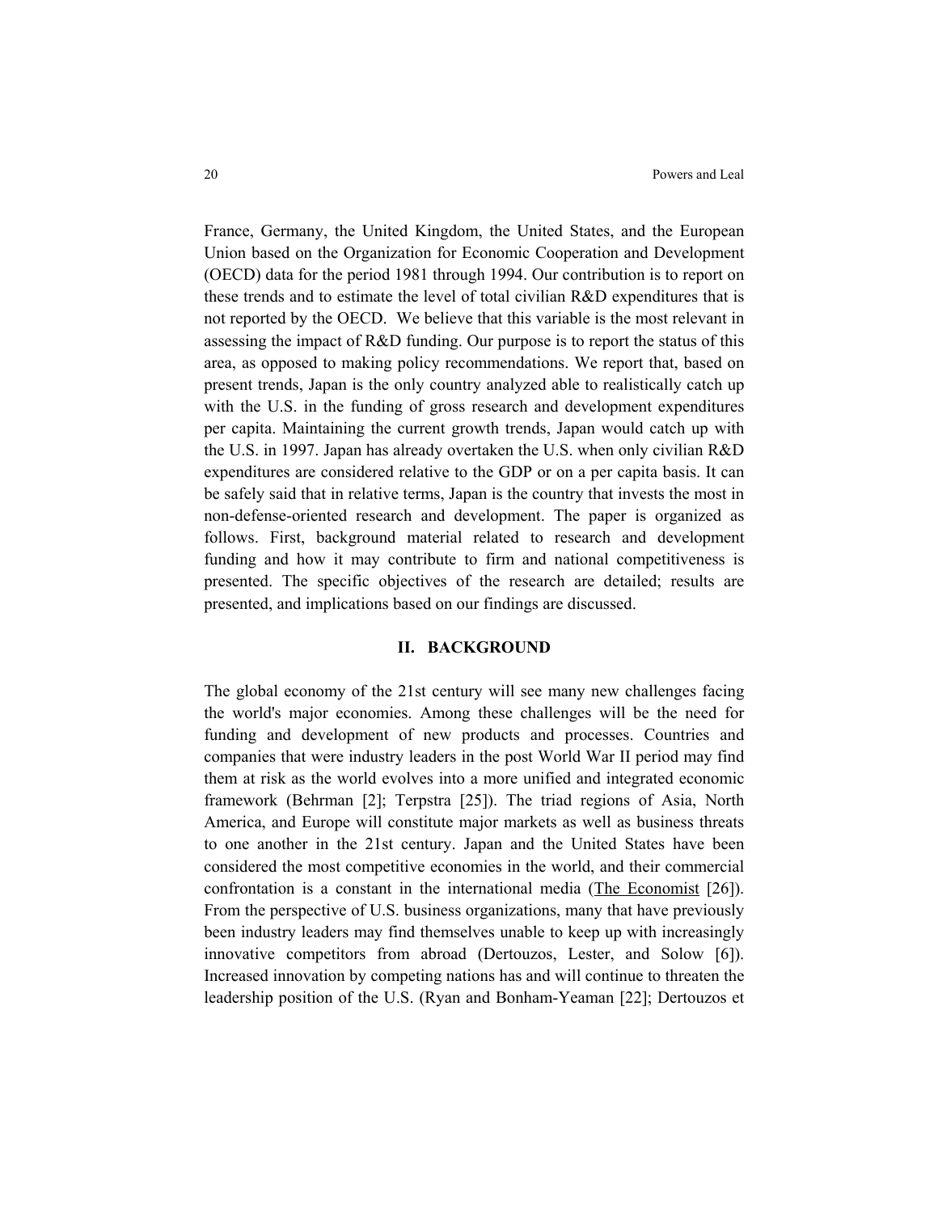France, Germany, the United Kingdom, the United States, and the European Union based on the Organization for Economic Cooperation and Development (OECD) data for the period 1981 through 1994. Our contribution is to report on these trends and to estimate the level of total civilian R&D expenditures that is not reported by the OECD. We believe that this variable is the most relevant in assessing the impact of R&D funding. Our purpose is to report the status of this area, as opposed to making policy recommendations. We report that, based on present trends, Japan is the only country analyzed able to realistically catch up with the U.S. in the funding of gross research and development expenditures per capita. Maintaining the current growth trends, Japan would catch up with the U.S. in 1997. Japan has already overtaken the U.S. when only civilian R&D expenditures are considered relative to the GDP or on a per capita basis. It can be safely said that in relative terms, Japan is the country that invests the most in non-defense-oriented research and development. The paper is organized as follows. First, background material related to research and development funding and how it may contribute to firm and national competitiveness is presented. The specific objectives of the research are detailed; results are presented, and implications based on our findings are discussed.

## II. BACKGROUND

The global economy of the 21st century will see many new challenges facing the world's major economies. Among these challenges will be the need for funding and development of new products and processes. Countries and companies that were industry leaders in the post World War II period may find them at risk as the world evolves into a more unified and integrated economic framework (Behrman [2]; Terpstra [25]). The triad regions of Asia, North America, and Europe will constitute major markets as well as business threats to one another in the 21st century. Japan and the United States have been considered the most competitive economies in the world, and their commercial confrontation is a constant in the international media (The Economist [26]). From the perspective of U.S. business organizations, many that have previously been industry leaders may find themselves unable to keep up with increasingly innovative competitors from abroad (Dertouzos, Lester, and Solow [6]). Increased innovation by competing nations has and will continue to threaten the leadership position of the U.S. (Ryan and Bonham-Yeaman [22]; Dertouzos et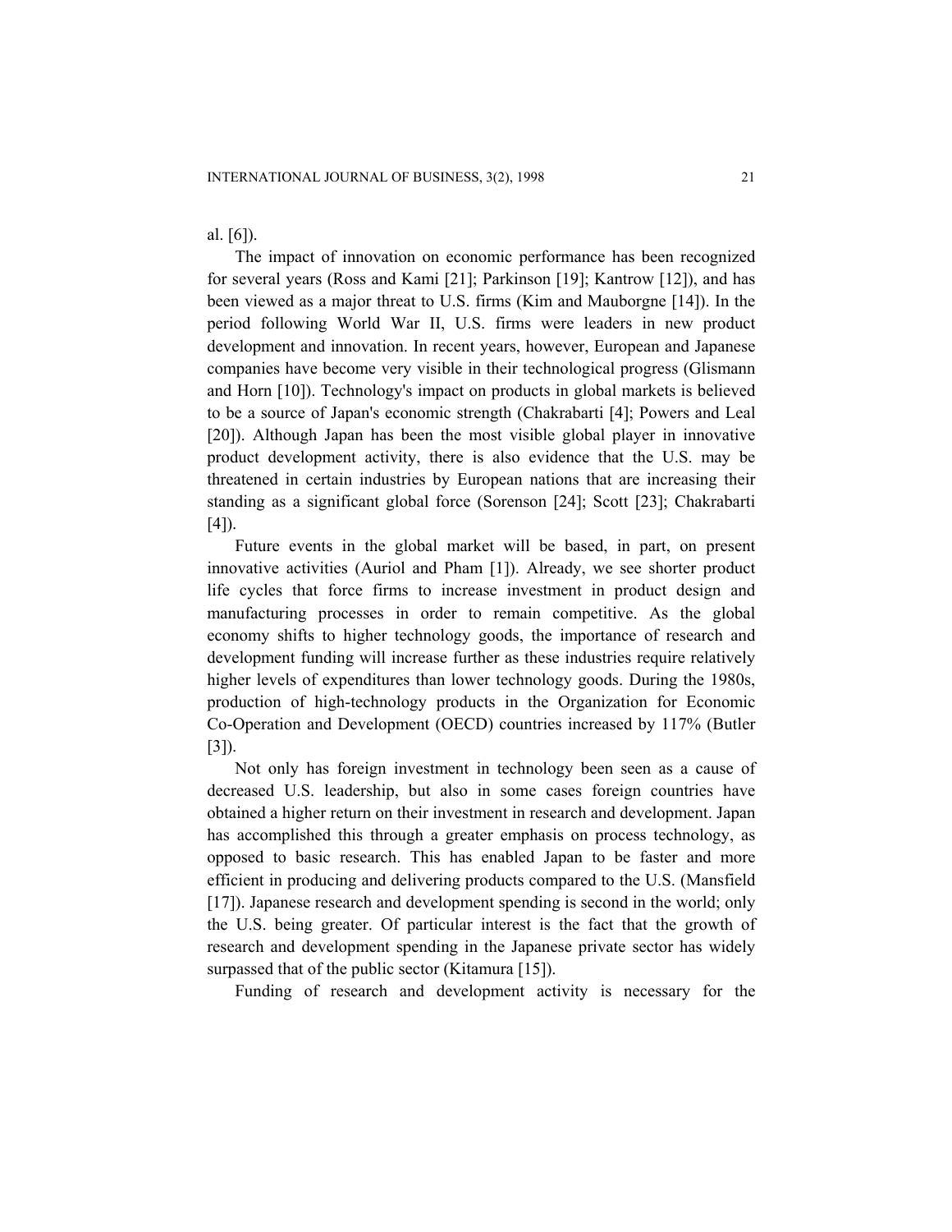al. [6]).

The impact of innovation on economic performance has been recognized for several years (Ross and Kami [21]; Parkinson [19]; Kantrow [12]), and has been viewed as a major threat to U.S. firms (Kim and Mauborgne [14]). In the period following World War II, U.S. firms were leaders in new product development and innovation. In recent years, however, European and Japanese companies have become very visible in their technological progress (Glismann and Horn [10]). Technology's impact on products in global markets is believed to be a source of Japan's economic strength (Chakrabarti [4]; Powers and Leal [20]). Although Japan has been the most visible global player in innovative product development activity, there is also evidence that the U.S. may be threatened in certain industries by European nations that are increasing their standing as a significant global force (Sorenson [24]; Scott [23]; Chakrabarti [4]).

Future events in the global market will be based, in part, on present innovative activities (Auriol and Pham [1]). Already, we see shorter product life cycles that force firms to increase investment in product design and manufacturing processes in order to remain competitive. As the global economy shifts to higher technology goods, the importance of research and development funding will increase further as these industries require relatively higher levels of expenditures than lower technology goods. During the 1980s, production of high-technology products in the Organization for Economic Co-Operation and Development (OECD) countries increased by 117% (Butler [3]).

Not only has foreign investment in technology been seen as a cause of decreased U.S. leadership, but also in some cases foreign countries have obtained a higher return on their investment in research and development. Japan has accomplished this through a greater emphasis on process technology, as opposed to basic research. This has enabled Japan to be faster and more efficient in producing and delivering products compared to the U.S. (Mansfield [17]). Japanese research and development spending is second in the world; only the U.S. being greater. Of particular interest is the fact that the growth of research and development spending in the Japanese private sector has widely surpassed that of the public sector (Kitamura [15]).

Funding of research and development activity is necessary for the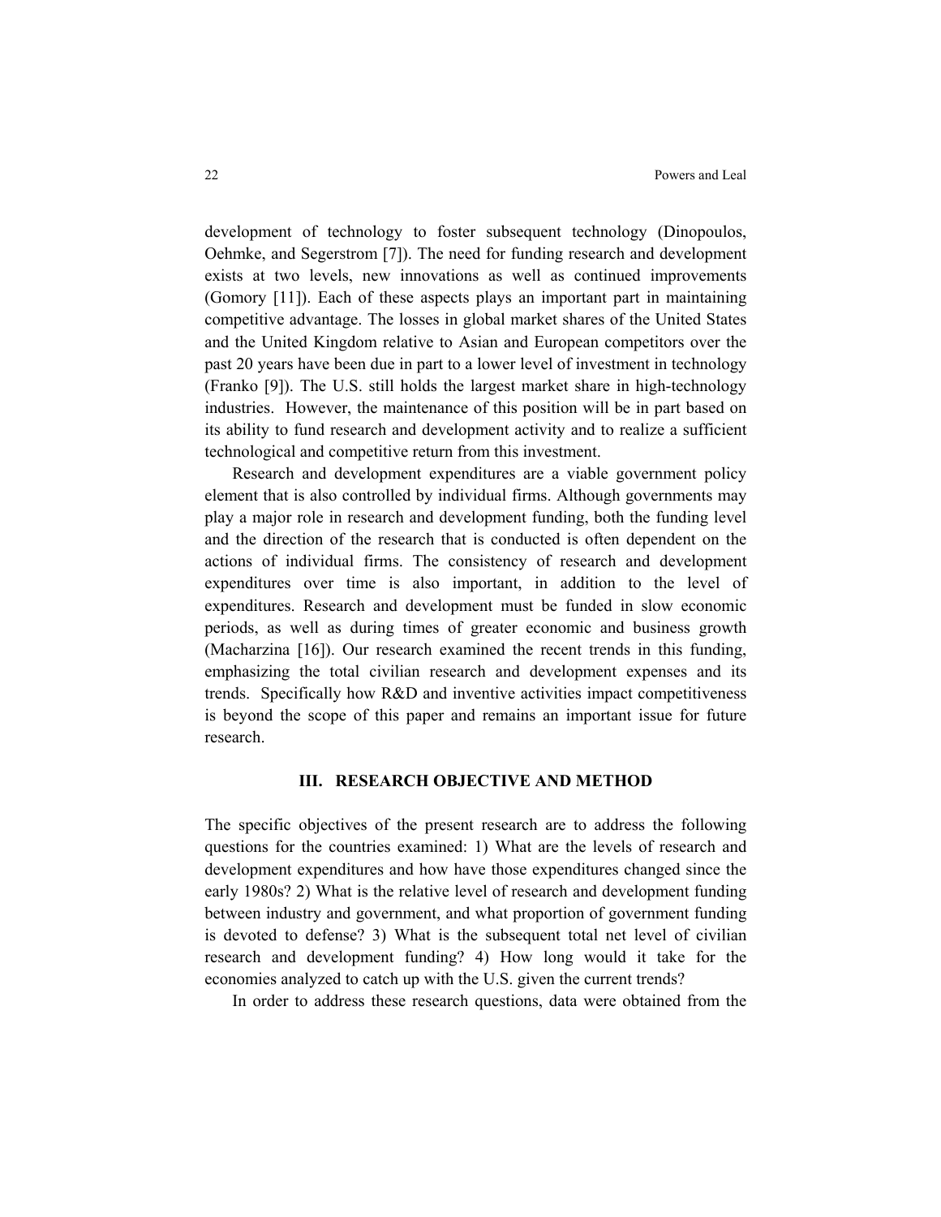development of technology to foster subsequent technology (Dinopoulos, Oehmke, and Segerstrom [7]). The need for funding research and development exists at two levels, new innovations as well as continued improvements (Gomory [11]). Each of these aspects plays an important part in maintaining competitive advantage. The losses in global market shares of the United States and the United Kingdom relative to Asian and European competitors over the past 20 years have been due in part to a lower level of investment in technology (Franko [9]). The U.S. still holds the largest market share in high-technology industries. However, the maintenance of this position will be in part based on its ability to fund research and development activity and to realize a sufficient technological and competitive return from this investment.

Research and development expenditures are a viable government policy element that is also controlled by individual firms. Although governments may play a major role in research and development funding, both the funding level and the direction of the research that is conducted is often dependent on the actions of individual firms. The consistency of research and development expenditures over time is also important, in addition to the level of expenditures. Research and development must be funded in slow economic periods, as well as during times of greater economic and business growth (Macharzina [16]). Our research examined the recent trends in this funding, emphasizing the total civilian research and development expenses and its trends. Specifically how R&D and inventive activities impact competitiveness is beyond the scope of this paper and remains an important issue for future research.

## III. RESEARCH OBJECTIVE AND METHOD

The specific objectives of the present research are to address the following questions for the countries examined: 1) What are the levels of research and development expenditures and how have those expenditures changed since the early 1980s? 2) What is the relative level of research and development funding between industry and government, and what proportion of government funding is devoted to defense? 3) What is the subsequent total net level of civilian research and development funding? 4) How long would it take for the economies analyzed to catch up with the U.S. given the current trends?

In order to address these research questions, data were obtained from the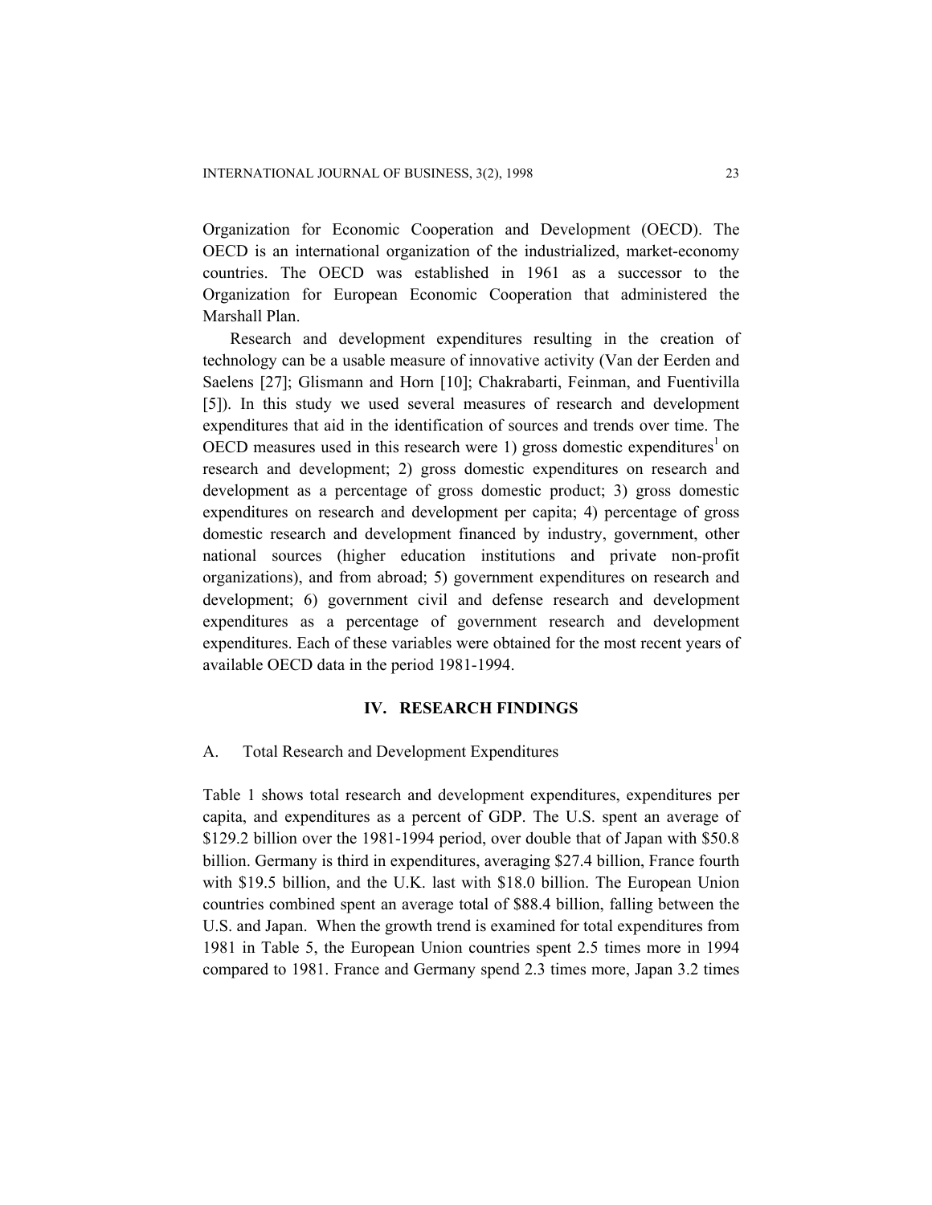Organization for Economic Cooperation and Development (OECD). The OECD is an international organization of the industrialized, market-economy countries. The OECD was established in 1961 as a successor to the Organization for European Economic Cooperation that administered the Marshall Plan.

Research and development expenditures resulting in the creation of technology can be a usable measure of innovative activity (Van der Eerden and Saelens [27]; Glismann and Horn [10]; Chakrabarti, Feinman, and Fuentivilla [5]). In this study we used several measures of research and development expenditures that aid in the identification of sources and trends over time. The OECD measures used in this research were 1) gross domestic expenditures[1] on research and development; 2) gross domestic expenditures on research and development as a percentage of gross domestic product; 3) gross domestic expenditures on research and development per capita; 4) percentage of gross domestic research and development financed by industry, government, other national sources (higher education institutions and private non-profit organizations), and from abroad; 5) government expenditures on research and development; 6) government civil and defense research and development expenditures as a percentage of government research and development expenditures. Each of these variables were obtained for the most recent years of available OECD data in the period 1981-1994.

## IV. RESEARCH FINDINGS

### A. Total Research and Development Expenditures

Table 1 shows total research and development expenditures, expenditures per capita, and expenditures as a percent of GDP. The U.S. spent an average of $129.2 billion over the 1981-1994 period, over double that of Japan with $50.8 billion. Germany is third in expenditures, averaging $27.4 billion, France fourth with $19.5 billion, and the U.K. last with $18.0 billion. The European Union countries combined spent an average total of $88.4 billion, falling between the U.S. and Japan. When the growth trend is examined for total expenditures from 1981 in Table 5, the European Union countries spent 2.5 times more in 1994 compared to 1981. France and Germany spend 2.3 times more, Japan 3.2 times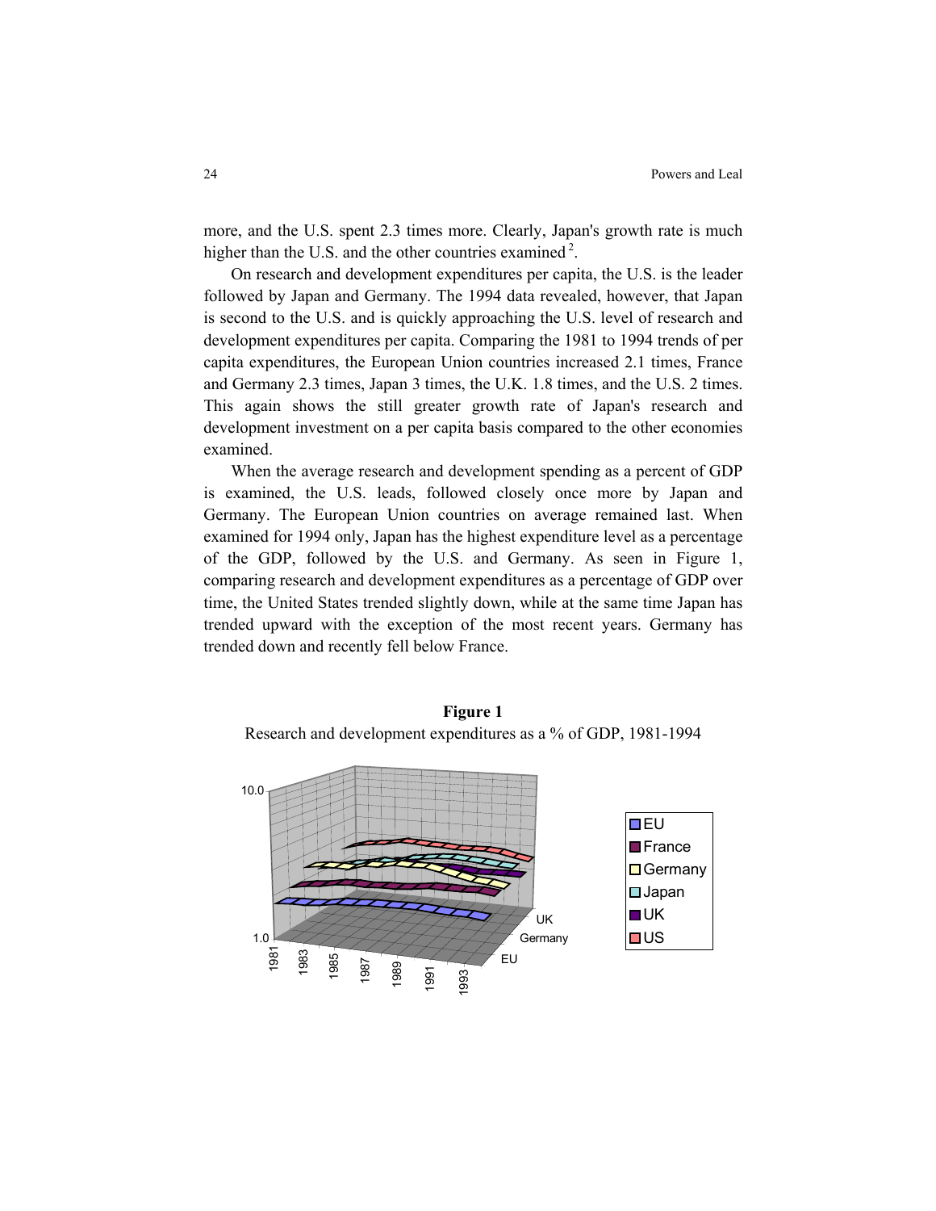more, and the U.S. spent 2.3 times more. Clearly, Japan's growth rate is much higher than the U.S. and the other countries examined [2].

On research and development expenditures per capita, the U.S. is the leader followed by Japan and Germany. The 1994 data revealed, however, that Japan is second to the U.S. and is quickly approaching the U.S. level of research and development expenditures per capita. Comparing the 1981 to 1994 trends of per capita expenditures, the European Union countries increased 2.1 times, France and Germany 2.3 times, Japan 3 times, the U.K. 1.8 times, and the U.S. 2 times. This again shows the still greater growth rate of Japan's research and development investment on a per capita basis compared to the other economies examined.

When the average research and development spending as a percent of GDP is examined, the U.S. leads, followed closely once more by Japan and Germany. The European Union countries on average remained last. When examined for 1994 only, Japan has the highest expenditure level as a percentage of the GDP, followed by the U.S. and Germany. As seen in Figure 1, comparing research and development expenditures as a percentage of GDP over time, the United States trended slightly down, while at the same time Japan has trended upward with the exception of the most recent years. Germany has trended down and recently fell below France.

**Figure 1**

Research and development expenditures as a % of GDP, 1981-1994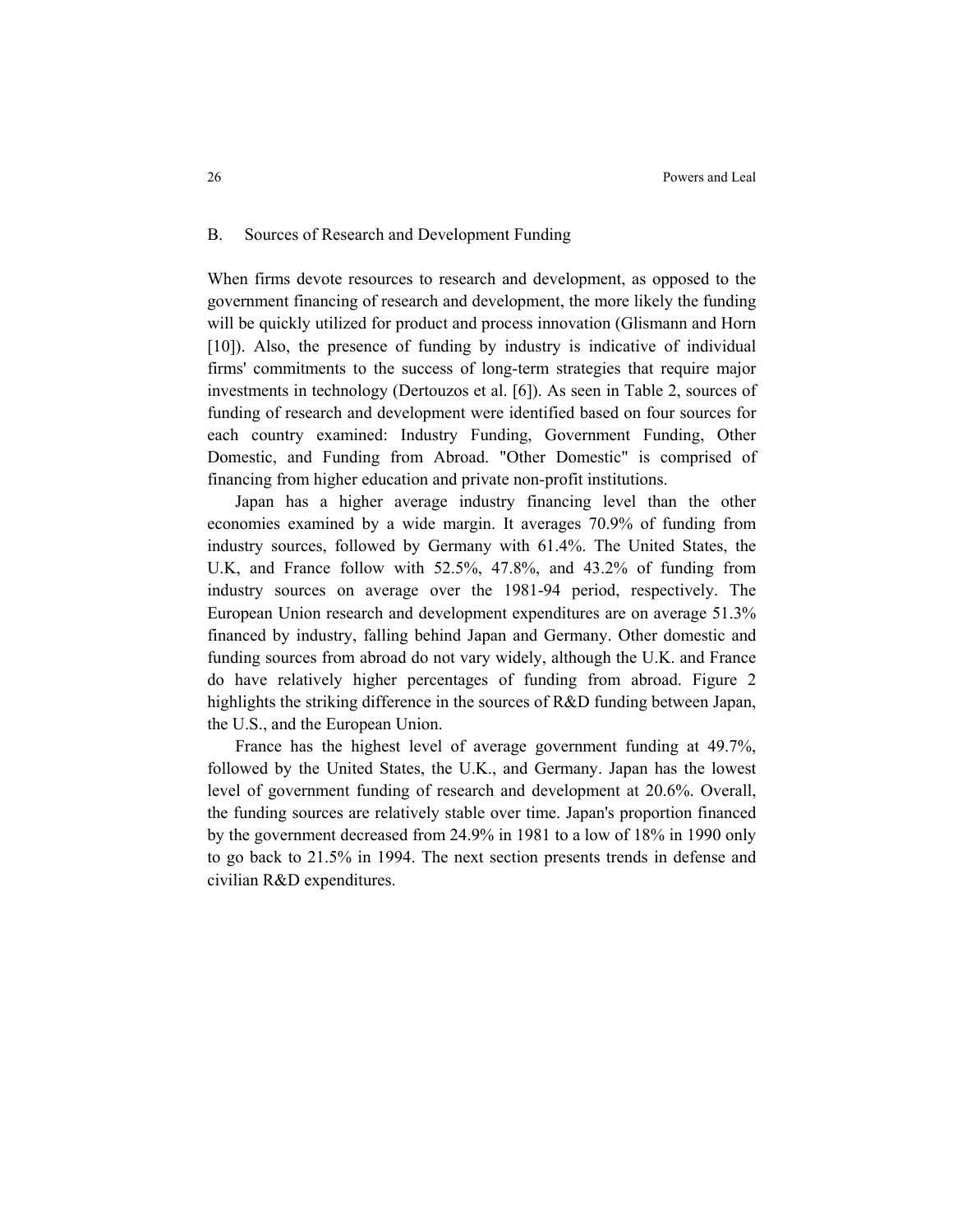## B. Sources of Research and Development Funding

When firms devote resources to research and development, as opposed to the government financing of research and development, the more likely the funding will be quickly utilized for product and process innovation (Glismann and Horn [10]). Also, the presence of funding by industry is indicative of individual firms' commitments to the success of long-term strategies that require major investments in technology (Dertouzos et al. [6]). As seen in Table 2, sources of funding of research and development were identified based on four sources for each country examined: Industry Funding, Government Funding, Other Domestic, and Funding from Abroad. "Other Domestic" is comprised of financing from higher education and private non-profit institutions.

Japan has a higher average industry financing level than the other economies examined by a wide margin. It averages 70.9% of funding from industry sources, followed by Germany with 61.4%. The United States, the U.K, and France follow with 52.5%, 47.8%, and 43.2% of funding from industry sources on average over the 1981-94 period, respectively. The European Union research and development expenditures are on average 51.3% financed by industry, falling behind Japan and Germany. Other domestic and funding sources from abroad do not vary widely, although the U.K. and France do have relatively higher percentages of funding from abroad. Figure 2 highlights the striking difference in the sources of R&D funding between Japan, the U.S., and the European Union.

France has the highest level of average government funding at 49.7%, followed by the United States, the U.K., and Germany. Japan has the lowest level of government funding of research and development at 20.6%. Overall, the funding sources are relatively stable over time. Japan's proportion financed by the government decreased from 24.9% in 1981 to a low of 18% in 1990 only to go back to 21.5% in 1994. The next section presents trends in defense and civilian R&D expenditures.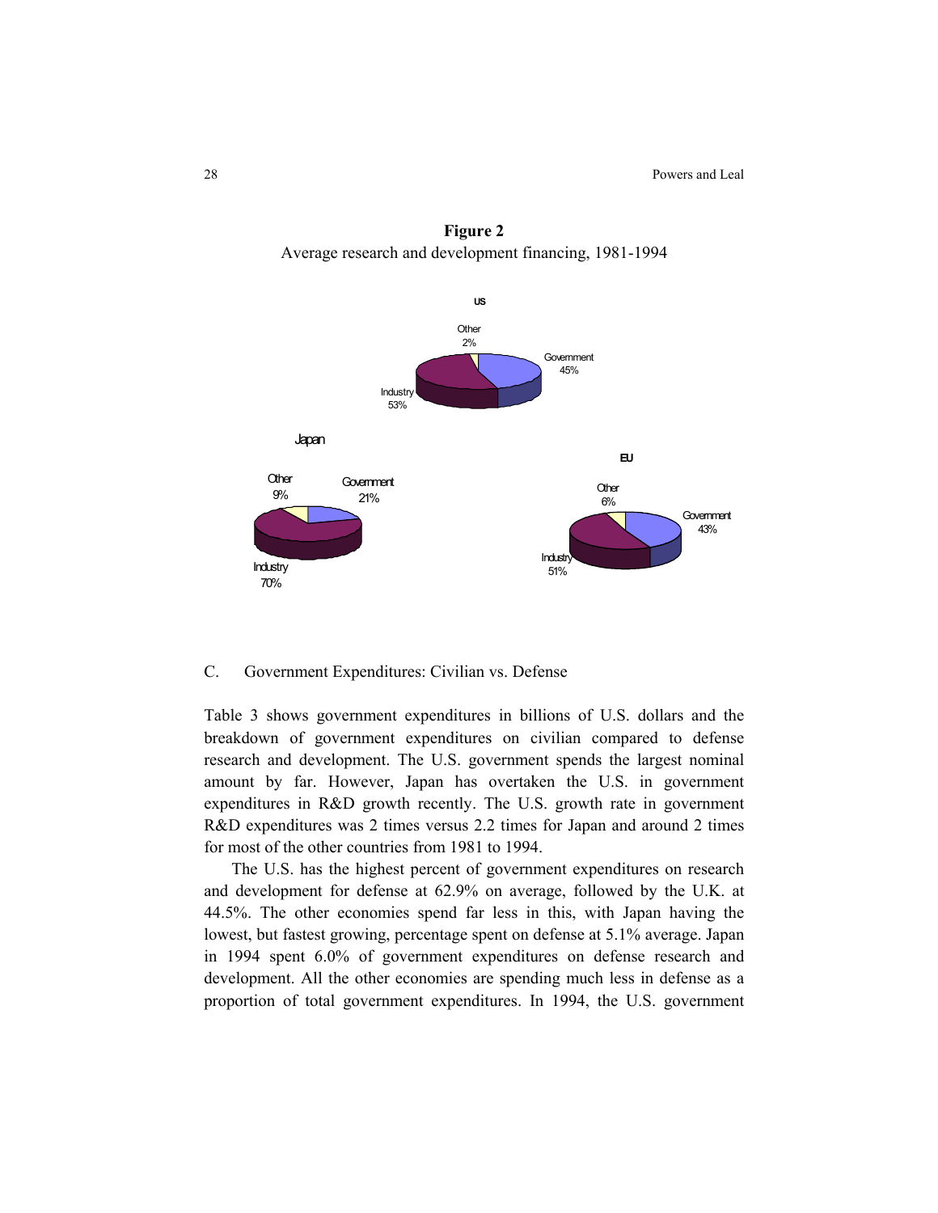**Figure 2**

Average research and development financing, 1981-1994

US: Government 45%, Industry 53%, Other 2%

Japan: Government 21%, Industry 70%, Other 9%

EU: Government 43%, Industry 51%, Other 6%

C. Government Expenditures: Civilian vs. Defense

Table 3 shows government expenditures in billions of U.S. dollars and the breakdown of government expenditures on civilian compared to defense research and development. The U.S. government spends the largest nominal amount by far. However, Japan has overtaken the U.S. in government expenditures in R&D growth recently. The U.S. growth rate in government R&D expenditures was 2 times versus 2.2 times for Japan and around 2 times for most of the other countries from 1981 to 1994.

The U.S. has the highest percent of government expenditures on research and development for defense at 62.9% on average, followed by the U.K. at 44.5%. The other economies spend far less in this, with Japan having the lowest, but fastest growing, percentage spent on defense at 5.1% average. Japan in 1994 spent 6.0% of government expenditures on defense research and development. All the other economies are spending much less in defense as a proportion of total government expenditures. In 1994, the U.S. government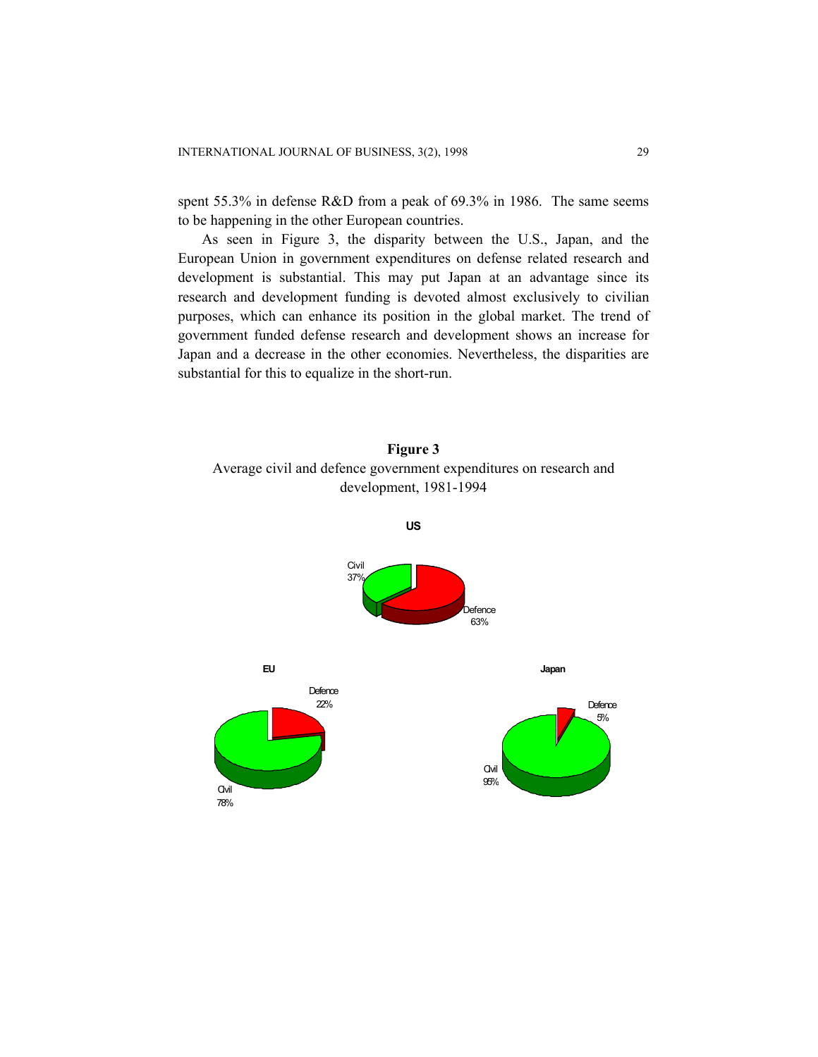spent 55.3% in defense R&D from a peak of 69.3% in 1986. The same seems to be happening in the other European countries.

As seen in Figure 3, the disparity between the U.S., Japan, and the European Union in government expenditures on defense related research and development is substantial. This may put Japan at an advantage since its research and development funding is devoted almost exclusively to civilian purposes, which can enhance its position in the global market. The trend of government funded defense research and development shows an increase for Japan and a decrease in the other economies. Nevertheless, the disparities are substantial for this to equalize in the short-run.

**Figure 3**

Average civil and defence government expenditures on research and development, 1981-1994

**US**

Civil 37%

Defence 63%

**EU**

Defence 22%

Civil 78%

**Japan**

Defence 5%

Civil 95%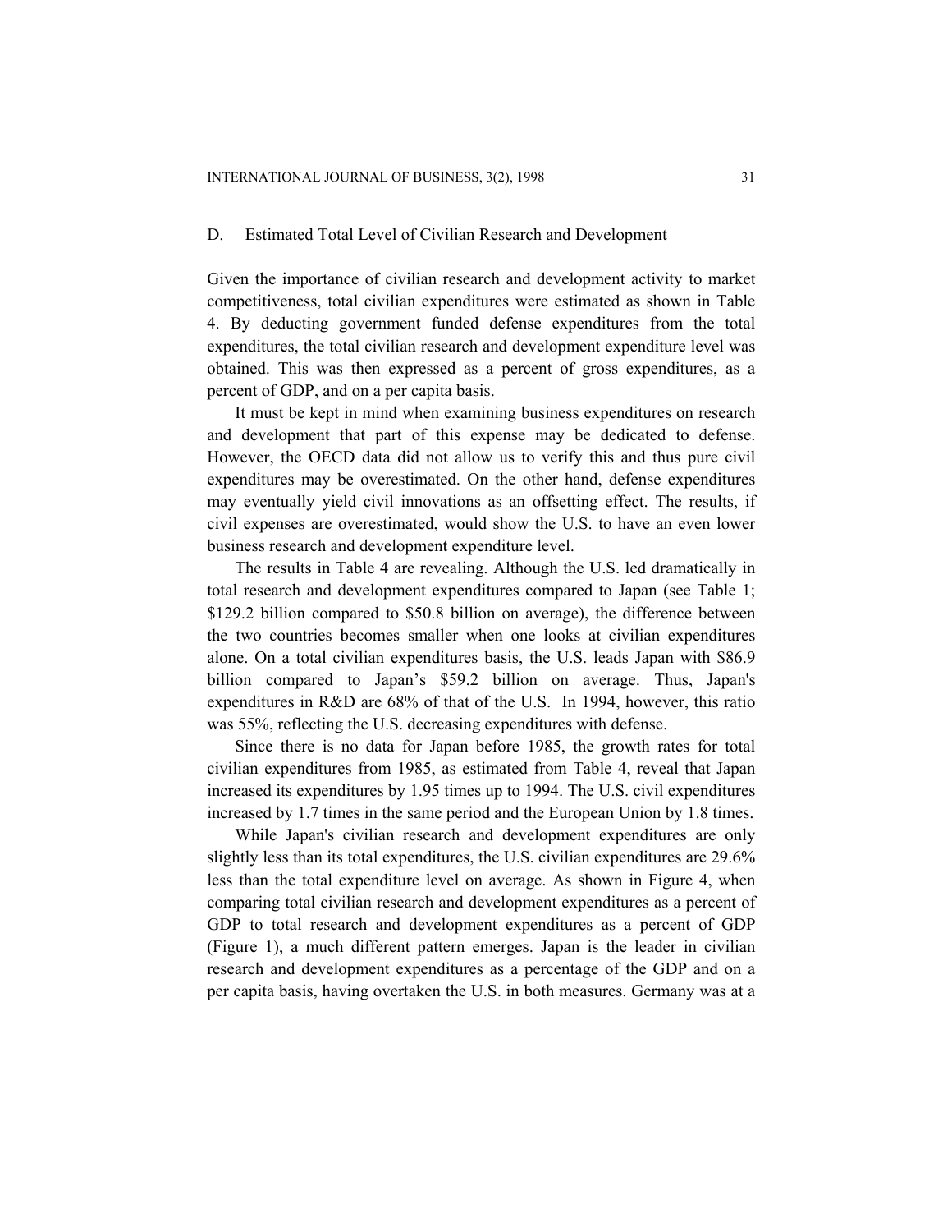## D. Estimated Total Level of Civilian Research and Development

Given the importance of civilian research and development activity to market competitiveness, total civilian expenditures were estimated as shown in Table 4. By deducting government funded defense expenditures from the total expenditures, the total civilian research and development expenditure level was obtained. This was then expressed as a percent of gross expenditures, as a percent of GDP, and on a per capita basis.

It must be kept in mind when examining business expenditures on research and development that part of this expense may be dedicated to defense. However, the OECD data did not allow us to verify this and thus pure civil expenditures may be overestimated. On the other hand, defense expenditures may eventually yield civil innovations as an offsetting effect. The results, if civil expenses are overestimated, would show the U.S. to have an even lower business research and development expenditure level.

The results in Table 4 are revealing. Although the U.S. led dramatically in total research and development expenditures compared to Japan (see Table 1; $129.2 billion compared to $50.8 billion on average), the difference between the two countries becomes smaller when one looks at civilian expenditures alone. On a total civilian expenditures basis, the U.S. leads Japan with $86.9 billion compared to Japan's $59.2 billion on average. Thus, Japan's expenditures in R&D are 68% of that of the U.S. In 1994, however, this ratio was 55%, reflecting the U.S. decreasing expenditures with defense.

Since there is no data for Japan before 1985, the growth rates for total civilian expenditures from 1985, as estimated from Table 4, reveal that Japan increased its expenditures by 1.95 times up to 1994. The U.S. civil expenditures increased by 1.7 times in the same period and the European Union by 1.8 times.

While Japan's civilian research and development expenditures are only slightly less than its total expenditures, the U.S. civilian expenditures are 29.6% less than the total expenditure level on average. As shown in Figure 4, when comparing total civilian research and development expenditures as a percent of GDP to total research and development expenditures as a percent of GDP (Figure 1), a much different pattern emerges. Japan is the leader in civilian research and development expenditures as a percentage of the GDP and on a per capita basis, having overtaken the U.S. in both measures. Germany was at a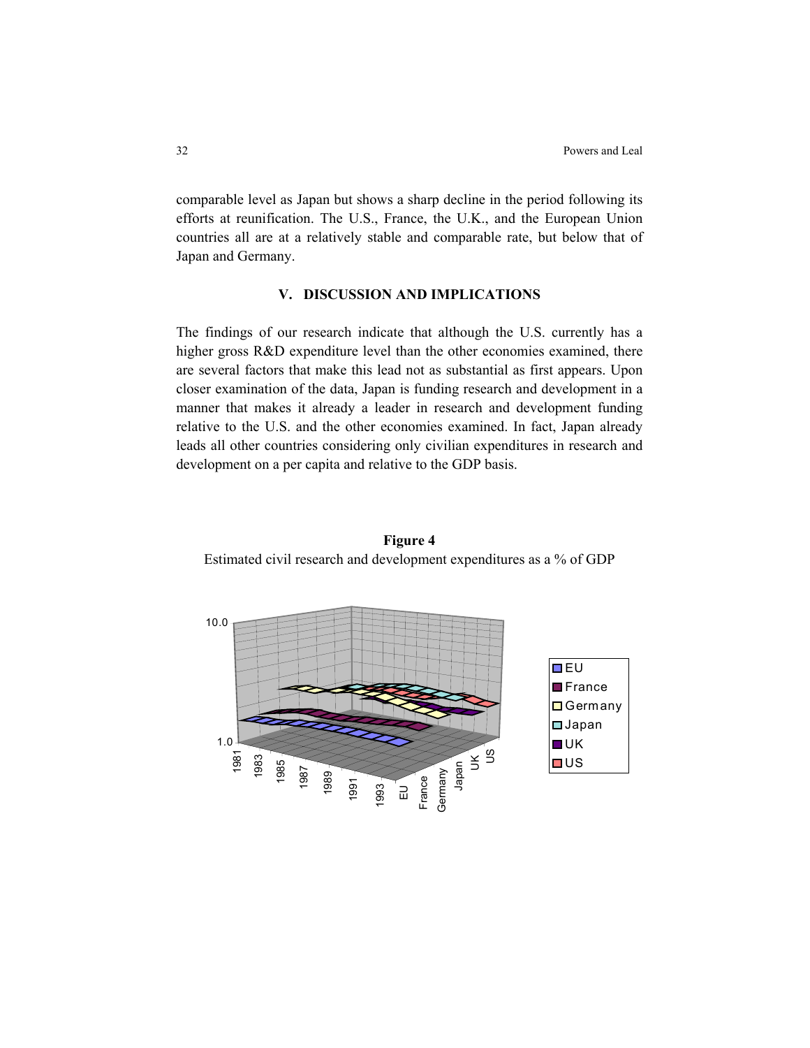comparable level as Japan but shows a sharp decline in the period following its efforts at reunification. The U.S., France, the U.K., and the European Union countries all are at a relatively stable and comparable rate, but below that of Japan and Germany.

## V. DISCUSSION AND IMPLICATIONS

The findings of our research indicate that although the U.S. currently has a higher gross R&D expenditure level than the other economies examined, there are several factors that make this lead not as substantial as first appears. Upon closer examination of the data, Japan is funding research and development in a manner that makes it already a leader in research and development funding relative to the U.S. and the other economies examined. In fact, Japan already leads all other countries considering only civilian expenditures in research and development on a per capita and relative to the GDP basis.

**Figure 4**

Estimated civil research and development expenditures as a % of GDP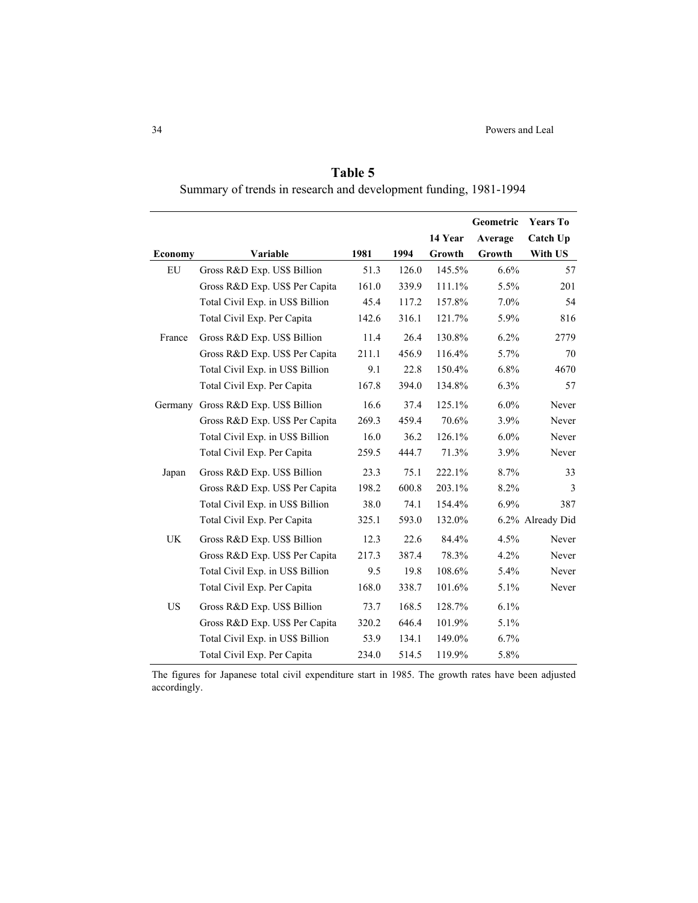**Table 5**

Summary of trends in research and development funding, 1981-1994

| Economy | Variable | 1981 | 1994 | 14 Year Growth | Geometric Average Growth | Years To Catch Up With US |
|---|---|---|---|---|---|---|
| EU | Gross R&D Exp. US$ Billion | 51.3 | 126.0 | 145.5% | 6.6% | 57 |
| | Gross R&D Exp. US$ Per Capita | 161.0 | 339.9 | 111.1% | 5.5% | 201 |
| | Total Civil Exp. in US$ Billion | 45.4 | 117.2 | 157.8% | 7.0% | 54 |
| | Total Civil Exp. Per Capita | 142.6 | 316.1 | 121.7% | 5.9% | 816 |
| France | Gross R&D Exp. US$ Billion | 11.4 | 26.4 | 130.8% | 6.2% | 2779 |
| | Gross R&D Exp. US$ Per Capita | 211.1 | 456.9 | 116.4% | 5.7% | 70 |
| | Total Civil Exp. in US$ Billion | 9.1 | 22.8 | 150.4% | 6.8% | 4670 |
| | Total Civil Exp. Per Capita | 167.8 | 394.0 | 134.8% | 6.3% | 57 |
| Germany | Gross R&D Exp. US$ Billion | 16.6 | 37.4 | 125.1% | 6.0% | Never |
| | Gross R&D Exp. US$ Per Capita | 269.3 | 459.4 | 70.6% | 3.9% | Never |
| | Total Civil Exp. in US$ Billion | 16.0 | 36.2 | 126.1% | 6.0% | Never |
| | Total Civil Exp. Per Capita | 259.5 | 444.7 | 71.3% | 3.9% | Never |
| Japan | Gross R&D Exp. US$ Billion | 23.3 | 75.1 | 222.1% | 8.7% | 33 |
| | Gross R&D Exp. US$ Per Capita | 198.2 | 600.8 | 203.1% | 8.2% | 3 |
| | Total Civil Exp. in US$ Billion | 38.0 | 74.1 | 154.4% | 6.9% | 387 |
| | Total Civil Exp. Per Capita | 325.1 | 593.0 | 132.0% | 6.2% | Already Did |
| UK | Gross R&D Exp. US$ Billion | 12.3 | 22.6 | 84.4% | 4.5% | Never |
| | Gross R&D Exp. US$ Per Capita | 217.3 | 387.4 | 78.3% | 4.2% | Never |
| | Total Civil Exp. in US$ Billion | 9.5 | 19.8 | 108.6% | 5.4% | Never |
| | Total Civil Exp. Per Capita | 168.0 | 338.7 | 101.6% | 5.1% | Never |
| US | Gross R&D Exp. US$ Billion | 73.7 | 168.5 | 128.7% | 6.1% | |
| | Gross R&D Exp. US$ Per Capita | 320.2 | 646.4 | 101.9% | 5.1% | |
| | Total Civil Exp. in US$ Billion | 53.9 | 134.1 | 149.0% | 6.7% | |
| | Total Civil Exp. Per Capita | 234.0 | 514.5 | 119.9% | 5.8% | |

The figures for Japanese total civil expenditure start in 1985. The growth rates have been adjusted accordingly.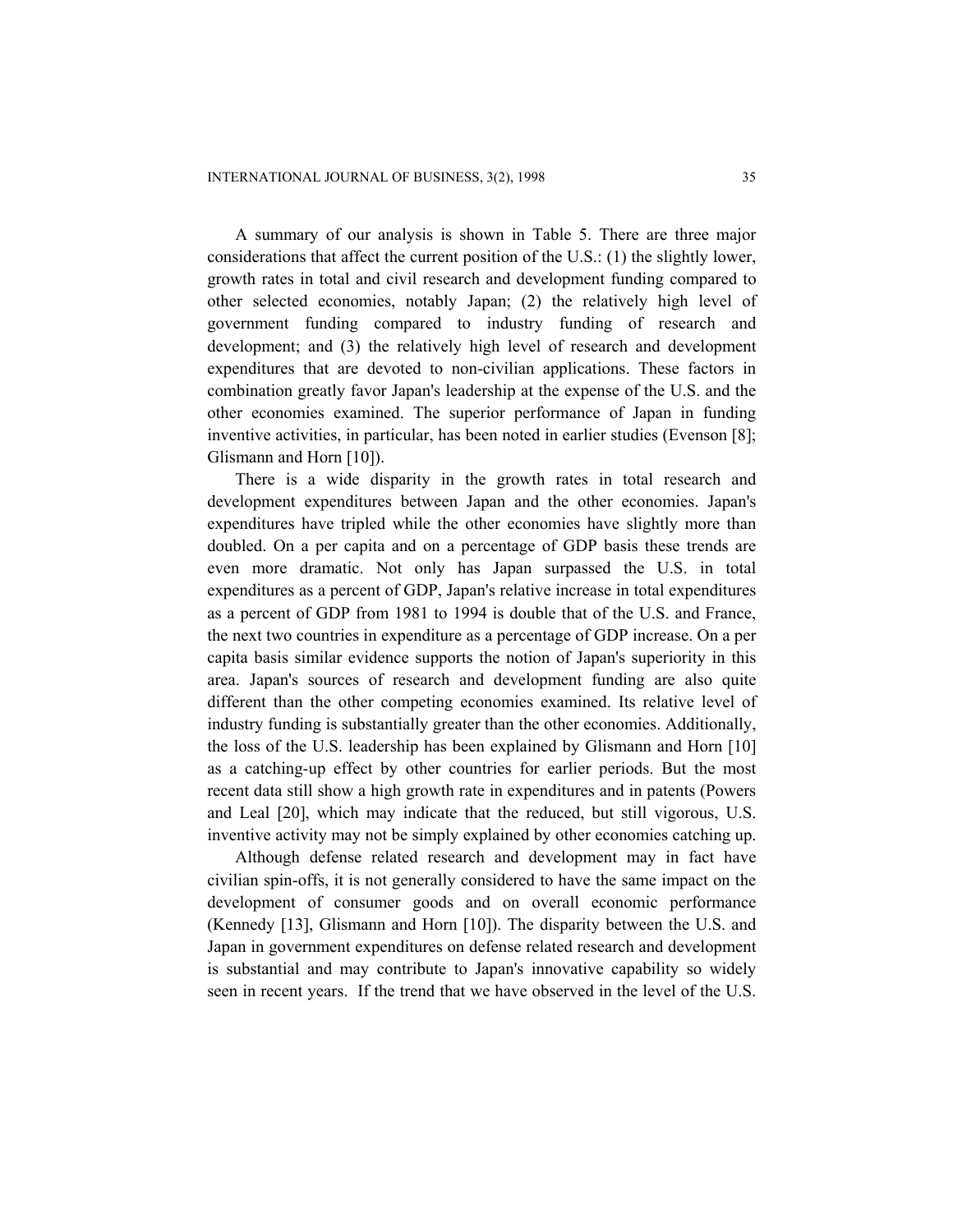A summary of our analysis is shown in Table 5. There are three major considerations that affect the current position of the U.S.: (1) the slightly lower, growth rates in total and civil research and development funding compared to other selected economies, notably Japan; (2) the relatively high level of government funding compared to industry funding of research and development; and (3) the relatively high level of research and development expenditures that are devoted to non-civilian applications. These factors in combination greatly favor Japan's leadership at the expense of the U.S. and the other economies examined. The superior performance of Japan in funding inventive activities, in particular, has been noted in earlier studies (Evenson [8]; Glismann and Horn [10]).

There is a wide disparity in the growth rates in total research and development expenditures between Japan and the other economies. Japan's expenditures have tripled while the other economies have slightly more than doubled. On a per capita and on a percentage of GDP basis these trends are even more dramatic. Not only has Japan surpassed the U.S. in total expenditures as a percent of GDP, Japan's relative increase in total expenditures as a percent of GDP from 1981 to 1994 is double that of the U.S. and France, the next two countries in expenditure as a percentage of GDP increase. On a per capita basis similar evidence supports the notion of Japan's superiority in this area. Japan's sources of research and development funding are also quite different than the other competing economies examined. Its relative level of industry funding is substantially greater than the other economies. Additionally, the loss of the U.S. leadership has been explained by Glismann and Horn [10] as a catching-up effect by other countries for earlier periods. But the most recent data still show a high growth rate in expenditures and in patents (Powers and Leal [20], which may indicate that the reduced, but still vigorous, U.S. inventive activity may not be simply explained by other economies catching up.

Although defense related research and development may in fact have civilian spin-offs, it is not generally considered to have the same impact on the development of consumer goods and on overall economic performance (Kennedy [13], Glismann and Horn [10]). The disparity between the U.S. and Japan in government expenditures on defense related research and development is substantial and may contribute to Japan's innovative capability so widely seen in recent years. If the trend that we have observed in the level of the U.S.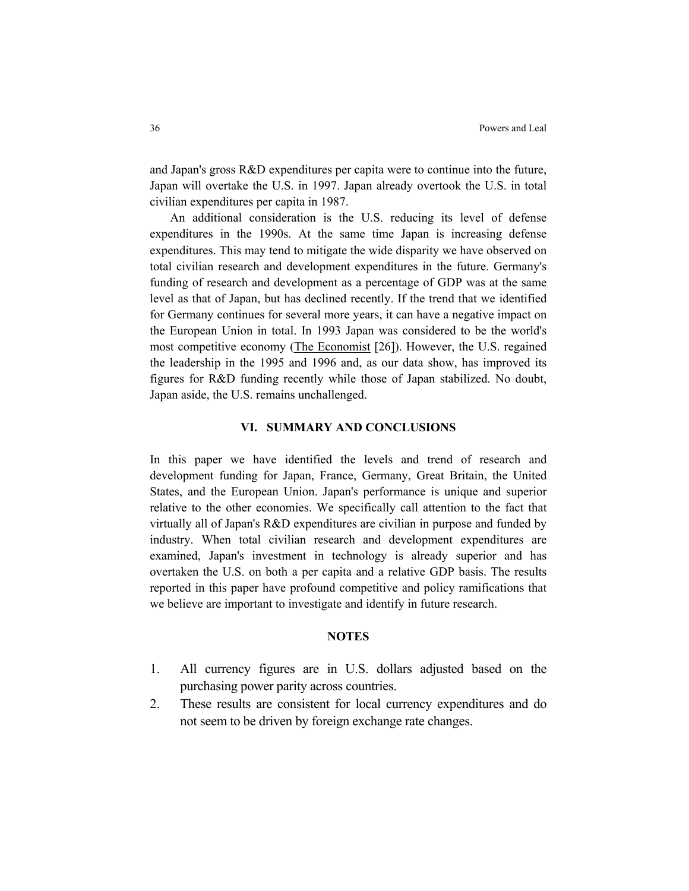and Japan's gross R&D expenditures per capita were to continue into the future, Japan will overtake the U.S. in 1997. Japan already overtook the U.S. in total civilian expenditures per capita in 1987.

An additional consideration is the U.S. reducing its level of defense expenditures in the 1990s. At the same time Japan is increasing defense expenditures. This may tend to mitigate the wide disparity we have observed on total civilian research and development expenditures in the future. Germany's funding of research and development as a percentage of GDP was at the same level as that of Japan, but has declined recently. If the trend that we identified for Germany continues for several more years, it can have a negative impact on the European Union in total. In 1993 Japan was considered to be the world's most competitive economy (The Economist [26]). However, the U.S. regained the leadership in the 1995 and 1996 and, as our data show, has improved its figures for R&D funding recently while those of Japan stabilized. No doubt, Japan aside, the U.S. remains unchallenged.

## VI. SUMMARY AND CONCLUSIONS

In this paper we have identified the levels and trend of research and development funding for Japan, France, Germany, Great Britain, the United States, and the European Union. Japan's performance is unique and superior relative to the other economies. We specifically call attention to the fact that virtually all of Japan's R&D expenditures are civilian in purpose and funded by industry. When total civilian research and development expenditures are examined, Japan's investment in technology is already superior and has overtaken the U.S. on both a per capita and a relative GDP basis. The results reported in this paper have profound competitive and policy ramifications that we believe are important to investigate and identify in future research.

## NOTES

1. All currency figures are in U.S. dollars adjusted based on the purchasing power parity across countries.
2. These results are consistent for local currency expenditures and do not seem to be driven by foreign exchange rate changes.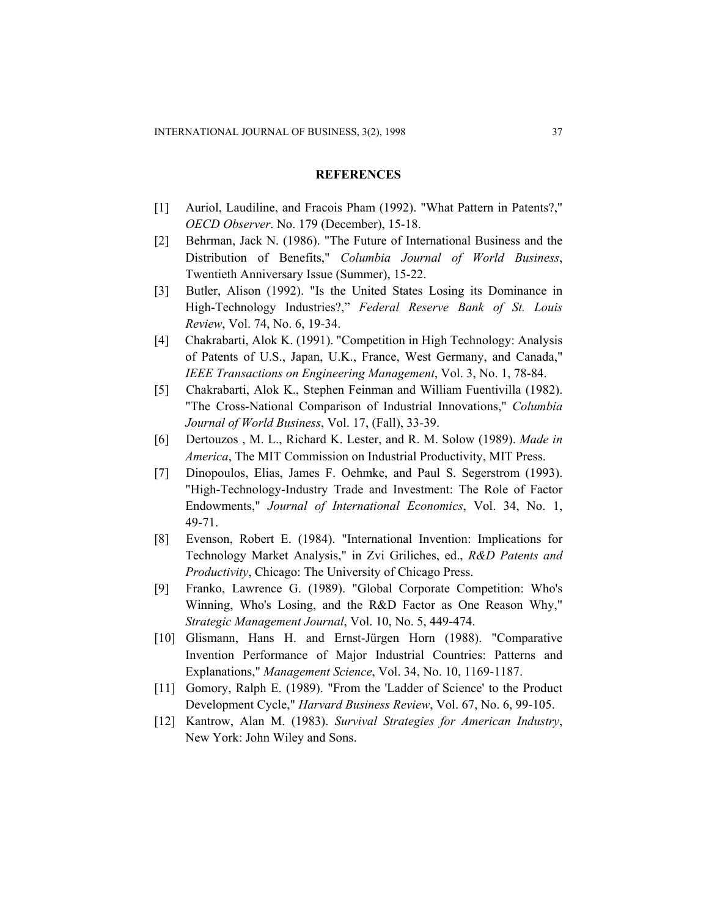## REFERENCES

[1] Auriol, Laudiline, and Fracois Pham (1992). "What Pattern in Patents?," *OECD Observer*. No. 179 (December), 15-18.

[2] Behrman, Jack N. (1986). "The Future of International Business and the Distribution of Benefits," *Columbia Journal of World Business*, Twentieth Anniversary Issue (Summer), 15-22.

[3] Butler, Alison (1992). "Is the United States Losing its Dominance in High-Technology Industries?," *Federal Reserve Bank of St. Louis Review*, Vol. 74, No. 6, 19-34.

[4] Chakrabarti, Alok K. (1991). "Competition in High Technology: Analysis of Patents of U.S., Japan, U.K., France, West Germany, and Canada," *IEEE Transactions on Engineering Management*, Vol. 3, No. 1, 78-84.

[5] Chakrabarti, Alok K., Stephen Feinman and William Fuentivilla (1982). "The Cross-National Comparison of Industrial Innovations," *Columbia Journal of World Business*, Vol. 17, (Fall), 33-39.

[6] Dertouzos , M. L., Richard K. Lester, and R. M. Solow (1989). *Made in America*, The MIT Commission on Industrial Productivity, MIT Press.

[7] Dinopoulos, Elias, James F. Oehmke, and Paul S. Segerstrom (1993). "High-Technology-Industry Trade and Investment: The Role of Factor Endowments," *Journal of International Economics*, Vol. 34, No. 1, 49-71.

[8] Evenson, Robert E. (1984). "International Invention: Implications for Technology Market Analysis," in Zvi Griliches, ed., *R&D Patents and Productivity*, Chicago: The University of Chicago Press.

[9] Franko, Lawrence G. (1989). "Global Corporate Competition: Who's Winning, Who's Losing, and the R&D Factor as One Reason Why," *Strategic Management Journal*, Vol. 10, No. 5, 449-474.

[10] Glismann, Hans H. and Ernst-Jürgen Horn (1988). "Comparative Invention Performance of Major Industrial Countries: Patterns and Explanations," *Management Science*, Vol. 34, No. 10, 1169-1187.

[11] Gomory, Ralph E. (1989). "From the 'Ladder of Science' to the Product Development Cycle," *Harvard Business Review*, Vol. 67, No. 6, 99-105.

[12] Kantrow, Alan M. (1983). *Survival Strategies for American Industry*, New York: John Wiley and Sons.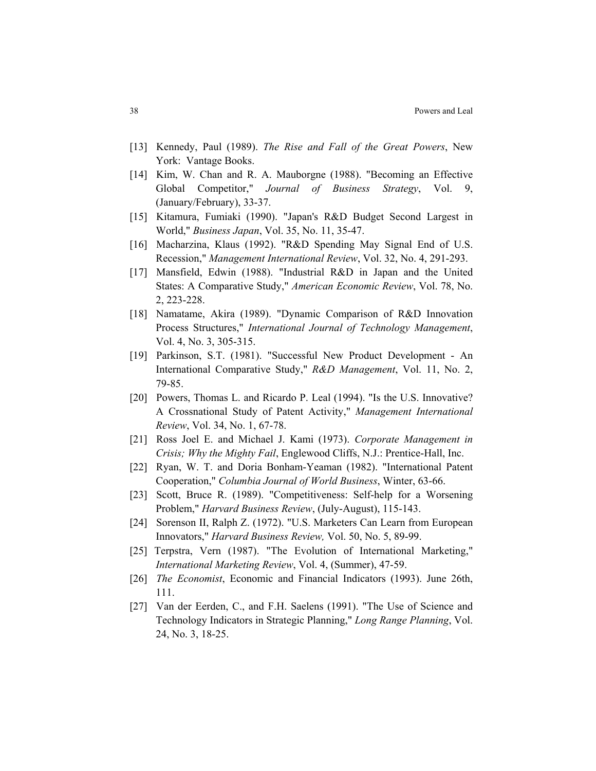[13] Kennedy, Paul (1989). *The Rise and Fall of the Great Powers*, New York: Vantage Books.

[14] Kim, W. Chan and R. A. Mauborgne (1988). "Becoming an Effective Global Competitor," *Journal of Business Strategy*, Vol. 9, (January/February), 33-37.

[15] Kitamura, Fumiaki (1990). "Japan's R&D Budget Second Largest in World," *Business Japan*, Vol. 35, No. 11, 35-47.

[16] Macharzina, Klaus (1992). "R&D Spending May Signal End of U.S. Recession," *Management International Review*, Vol. 32, No. 4, 291-293.

[17] Mansfield, Edwin (1988). "Industrial R&D in Japan and the United States: A Comparative Study," *American Economic Review*, Vol. 78, No. 2, 223-228.

[18] Namatame, Akira (1989). "Dynamic Comparison of R&D Innovation Process Structures," *International Journal of Technology Management*, Vol. 4, No. 3, 305-315.

[19] Parkinson, S.T. (1981). "Successful New Product Development - An International Comparative Study," *R&D Management*, Vol. 11, No. 2, 79-85.

[20] Powers, Thomas L. and Ricardo P. Leal (1994). "Is the U.S. Innovative? A Crossnational Study of Patent Activity," *Management International Review*, Vol. 34, No. 1, 67-78.

[21] Ross Joel E. and Michael J. Kami (1973). *Corporate Management in Crisis; Why the Mighty Fail*, Englewood Cliffs, N.J.: Prentice-Hall, Inc.

[22] Ryan, W. T. and Doria Bonham-Yeaman (1982). "International Patent Cooperation," *Columbia Journal of World Business*, Winter, 63-66.

[23] Scott, Bruce R. (1989). "Competitiveness: Self-help for a Worsening Problem," *Harvard Business Review*, (July-August), 115-143.

[24] Sorenson II, Ralph Z. (1972). "U.S. Marketers Can Learn from European Innovators," *Harvard Business Review,* Vol. 50, No. 5, 89-99.

[25] Terpstra, Vern (1987). "The Evolution of International Marketing," *International Marketing Review*, Vol. 4, (Summer), 47-59.

[26] *The Economist*, Economic and Financial Indicators (1993). June 26th, 111.

[27] Van der Eerden, C., and F.H. Saelens (1991). "The Use of Science and Technology Indicators in Strategic Planning," *Long Range Planning*, Vol. 24, No. 3, 18-25.